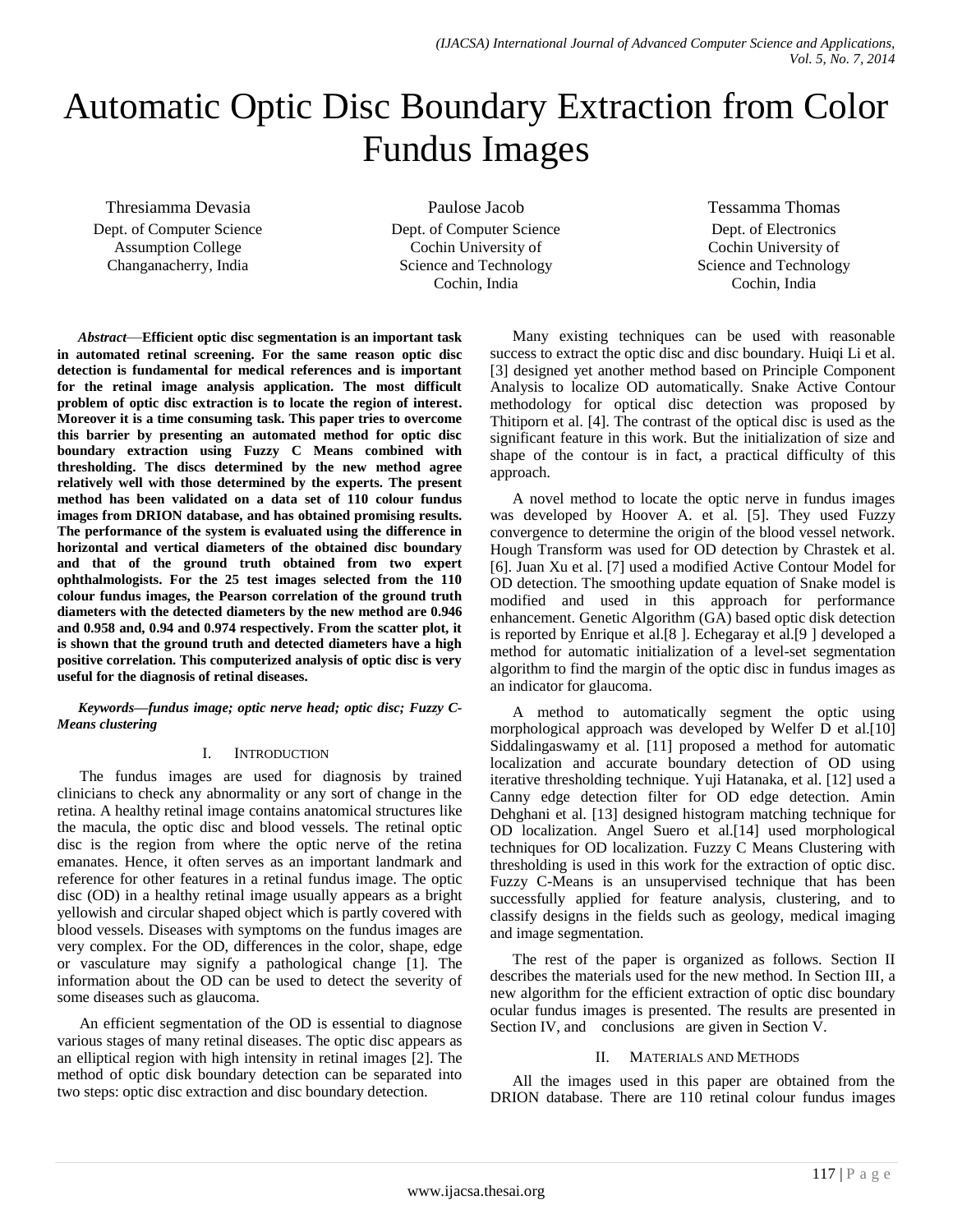# Automatic Optic Disc Boundary Extraction from Color Fundus Images

Thresiamma Devasia
Dept. of Computer Science
Assumption College
Changanacherry, India

Paulose Jacob
Dept. of Computer Science
Cochin University of Science and Technology
Cochin, India

Tessamma Thomas
Dept. of Electronics
Cochin University of Science and Technology
Cochin, India

***Abstract*—Efficient optic disc segmentation is an important task in automated retinal screening. For the same reason optic disc detection is fundamental for medical references and is important for the retinal image analysis application. The most difficult problem of optic disc extraction is to locate the region of interest. Moreover it is a time consuming task. This paper tries to overcome this barrier by presenting an automated method for optic disc boundary extraction using Fuzzy C Means combined with thresholding. The discs determined by the new method agree relatively well with those determined by the experts. The present method has been validated on a data set of 110 colour fundus images from DRION database, and has obtained promising results. The performance of the system is evaluated using the difference in horizontal and vertical diameters of the obtained disc boundary and that of the ground truth obtained from two expert ophthalmologists. For the 25 test images selected from the 110 colour fundus images, the Pearson correlation of the ground truth diameters with the detected diameters by the new method are 0.946 and 0.958 and, 0.94 and 0.974 respectively. From the scatter plot, it is shown that the ground truth and detected diameters have a high positive correlation. This computerized analysis of optic disc is very useful for the diagnosis of retinal diseases.**

***Keywords—fundus image; optic nerve head; optic disc; Fuzzy C-Means clustering***

## I. Introduction

The fundus images are used for diagnosis by trained clinicians to check any abnormality or any sort of change in the retina. A healthy retinal image contains anatomical structures like the macula, the optic disc and blood vessels. The retinal optic disc is the region from where the optic nerve of the retina emanates. Hence, it often serves as an important landmark and reference for other features in a retinal fundus image. The optic disc (OD) in a healthy retinal image usually appears as a bright yellowish and circular shaped object which is partly covered with blood vessels. Diseases with symptoms on the fundus images are very complex. For the OD, differences in the color, shape, edge or vasculature may signify a pathological change [1]. The information about the OD can be used to detect the severity of some diseases such as glaucoma.

An efficient segmentation of the OD is essential to diagnose various stages of many retinal diseases. The optic disc appears as an elliptical region with high intensity in retinal images [2]. The method of optic disk boundary detection can be separated into two steps: optic disc extraction and disc boundary detection.

Many existing techniques can be used with reasonable success to extract the optic disc and disc boundary. Huiqi Li et al. [3] designed yet another method based on Principle Component Analysis to localize OD automatically. Snake Active Contour methodology for optical disc detection was proposed by Thitiporn et al. [4]. The contrast of the optical disc is used as the significant feature in this work. But the initialization of size and shape of the contour is in fact, a practical difficulty of this approach.

A novel method to locate the optic nerve in fundus images was developed by Hoover A. et al. [5]. They used Fuzzy convergence to determine the origin of the blood vessel network. Hough Transform was used for OD detection by Chrastek et al. [6]. Juan Xu et al. [7] used a modified Active Contour Model for OD detection. The smoothing update equation of Snake model is modified and used in this approach for performance enhancement. Genetic Algorithm (GA) based optic disk detection is reported by Enrique et al.[8 ]. Echegaray et al.[9 ] developed a method for automatic initialization of a level-set segmentation algorithm to find the margin of the optic disc in fundus images as an indicator for glaucoma.

A method to automatically segment the optic using morphological approach was developed by Welfer D et al.[10] Siddalingaswamy et al. [11] proposed a method for automatic localization and accurate boundary detection of OD using iterative thresholding technique. Yuji Hatanaka, et al. [12] used a Canny edge detection filter for OD edge detection. Amin Dehghani et al. [13] designed histogram matching technique for OD localization. Angel Suero et al.[14] used morphological techniques for OD localization. Fuzzy C Means Clustering with thresholding is used in this work for the extraction of optic disc. Fuzzy C-Means is an unsupervised technique that has been successfully applied for feature analysis, clustering, and to classify designs in the fields such as geology, medical imaging and image segmentation.

The rest of the paper is organized as follows. Section II describes the materials used for the new method. In Section III, a new algorithm for the efficient extraction of optic disc boundary ocular fundus images is presented. The results are presented in Section IV, and conclusions are given in Section V.

## II. Materials and Methods

All the images used in this paper are obtained from the DRION database. There are 110 retinal colour fundus images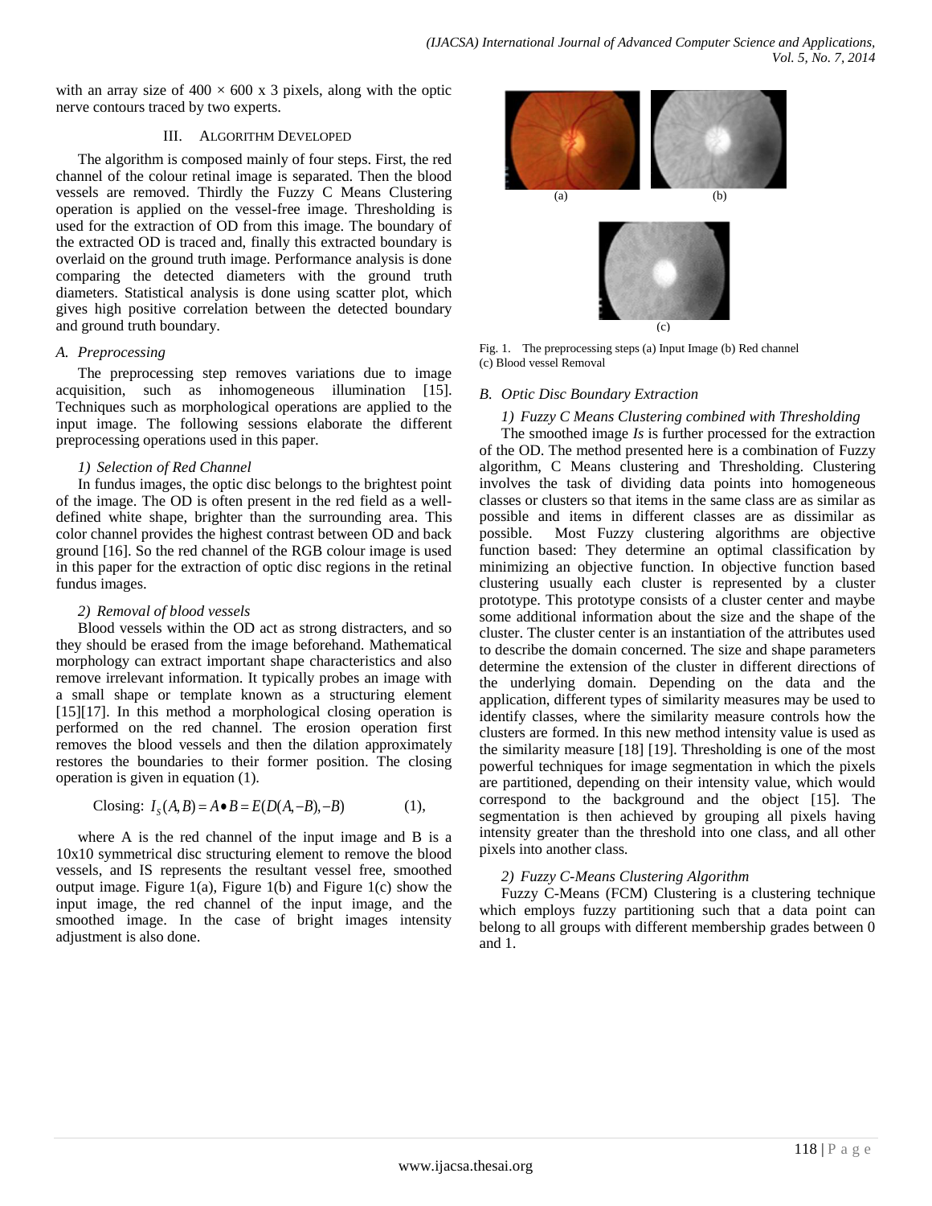with an array size of $400 \times 600 \times 3$ pixels, along with the optic nerve contours traced by two experts.

## III. Algorithm Developed

The algorithm is composed mainly of four steps. First, the red channel of the colour retinal image is separated. Then the blood vessels are removed. Thirdly the Fuzzy C Means Clustering operation is applied on the vessel-free image. Thresholding is used for the extraction of OD from this image. The boundary of the extracted OD is traced and, finally this extracted boundary is overlaid on the ground truth image. Performance analysis is done comparing the detected diameters with the ground truth diameters. Statistical analysis is done using scatter plot, which gives high positive correlation between the detected boundary and ground truth boundary.

### *A. Preprocessing*

The preprocessing step removes variations due to image acquisition, such as inhomogeneous illumination [15]. Techniques such as morphological operations are applied to the input image. The following sessions elaborate the different preprocessing operations used in this paper.

#### *1) Selection of Red Channel*

In fundus images, the optic disc belongs to the brightest point of the image. The OD is often present in the red field as a well-defined white shape, brighter than the surrounding area. This color channel provides the highest contrast between OD and back ground [16]. So the red channel of the RGB colour image is used in this paper for the extraction of optic disc regions in the retinal fundus images.

#### *2) Removal of blood vessels*

Blood vessels within the OD act as strong distracters, and so they should be erased from the image beforehand. Mathematical morphology can extract important shape characteristics and also remove irrelevant information. It typically probes an image with a small shape or template known as a structuring element [15][17]. In this method a morphological closing operation is performed on the red channel. The erosion operation first removes the blood vessels and then the dilation approximately restores the boundaries to their former position. The closing operation is given in equation (1).

$$\text{Closing: } I_S(A,B) = A \bullet B = E(D(A,-B),-B) \qquad (1),$$

where A is the red channel of the input image and B is a 10x10 symmetrical disc structuring element to remove the blood vessels, and IS represents the resultant vessel free, smoothed output image. Figure 1(a), Figure 1(b) and Figure 1(c) show the input image, the red channel of the input image, and the smoothed image. In the case of bright images intensity adjustment is also done.

(a) (b)

(c)

Fig. 1. The preprocessing steps (a) Input Image (b) Red channel (c) Blood vessel Removal

### *B. OPtic Disc Boundary Extraction*

#### *1) Fuzzy C Means Clustering combined with Thresholding*

The smoothed image ***Is*** is further processed for the extraction of the OD. The method presented here is a combination of Fuzzy algorithm, C Means clustering and Thresholding. Clustering involves the task of dividing data points into homogeneous classes or clusters so that items in the same class are as similar as possible and items in different classes are as dissimilar as possible. Most Fuzzy clustering algorithms are objective function based: They determine an optimal classification by minimizing an objective function. In objective function based clustering usually each cluster is represented by a cluster prototype. This prototype consists of a cluster center and maybe some additional information about the size and the shape of the cluster. The cluster center is an instantiation of the attributes used to describe the domain concerned. The size and shape parameters determine the extension of the cluster in different directions of the underlying domain. Depending on the data and the application, different types of similarity measures may be used to identify classes, where the similarity measure controls how the clusters are formed. In this new method intensity value is used as the similarity measure [18] [19]. Thresholding is one of the most powerful techniques for image segmentation in which the pixels are partitioned, depending on their intensity value, which would correspond to the background and the object [15]. The segmentation is then achieved by grouping all pixels having intensity greater than the threshold into one class, and all other pixels into another class.

#### *2) Fuzzy C-Means Clustering Algorithm*

Fuzzy C-Means (FCM) Clustering is a clustering technique which employs fuzzy partitioning such that a data point can belong to all groups with different membership grades between 0 and 1.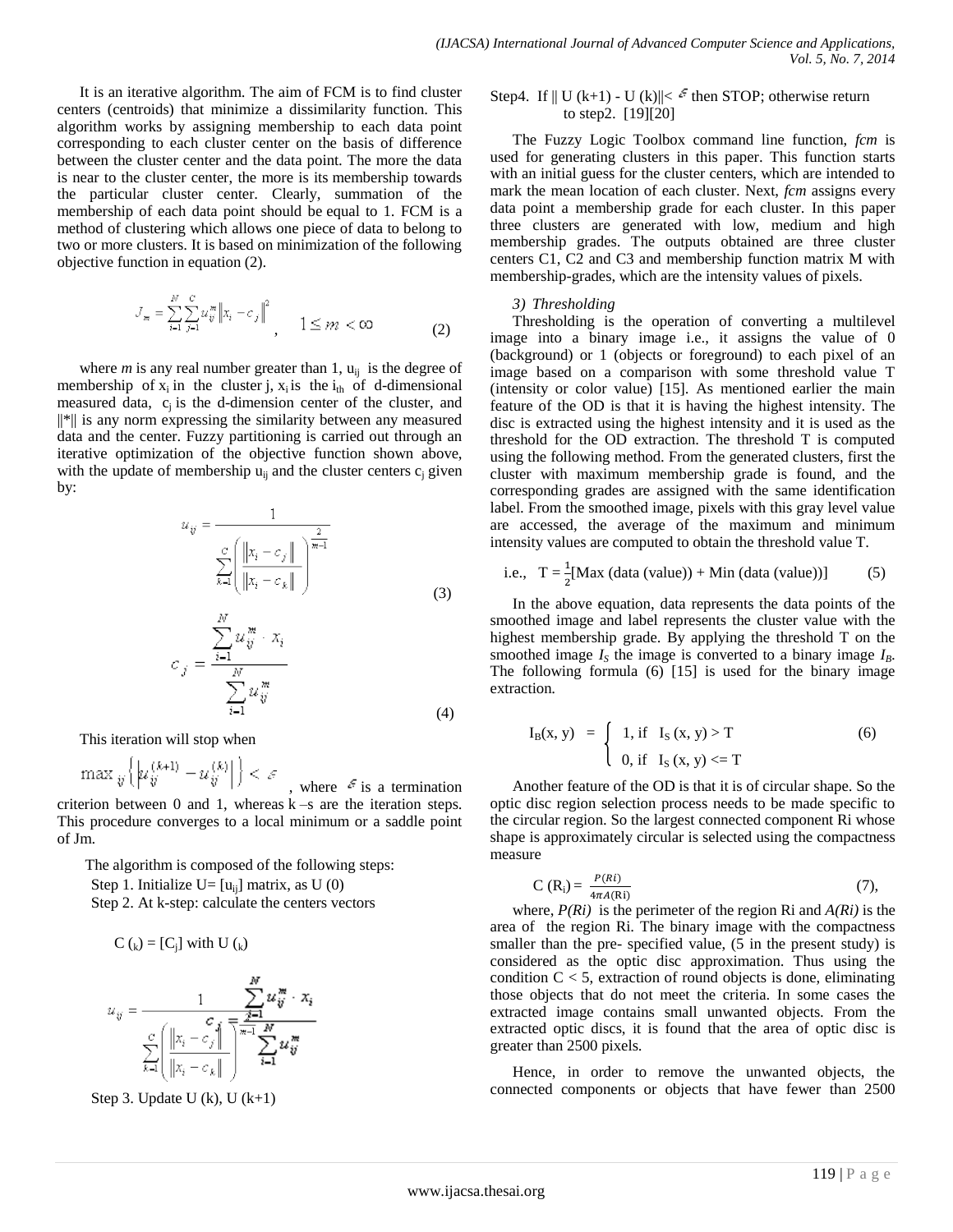It is an iterative algorithm. The aim of FCM is to find cluster centers (centroids) that minimize a dissimilarity function. This algorithm works by assigning membership to each data point corresponding to each cluster center on the basis of difference between the cluster center and the data point. The more the data is near to the cluster center, the more is its membership towards the particular cluster center. Clearly, summation of the membership of each data point should be equal to 1. FCM is a method of clustering which allows one piece of data to belong to two or more clusters. It is based on minimization of the following objective function in equation (2).

$$J_m = \sum_{i=1}^{N}\sum_{j=1}^{C} u_{ij}^m \left\| x_i - c_j \right\|^2, \quad 1 \le m < \infty \tag{2}$$

where *m* is any real number greater than 1, $u_{ij}$ is the degree of membership of $x_i$ in the cluster j, $x_i$ is the $i_{th}$ of d-dimensional measured data, $c_j$ is the d-dimension center of the cluster, and ||*|| is any norm expressing the similarity between any measured data and the center. Fuzzy partitioning is carried out through an iterative optimization of the objective function shown above, with the update of membership $u_{ij}$ and the cluster centers $c_j$ given by:

$$u_{ij} = \frac{1}{\sum_{k=1}^{C}\left(\frac{\left\| x_i - c_j \right\|}{\left\| x_i - c_k \right\|}\right)^{\frac{2}{m-1}}} \tag{3}$$

$$c_j = \frac{\sum_{i=1}^{N} u_{ij}^m \cdot x_i}{\sum_{i=1}^{N} u_{ij}^m} \tag{4}$$

This iteration will stop when

$\max_{ij}\left\{ \left| u_{ij}^{(k+1)} - u_{ij}^{(k)} \right| \right\} < \varepsilon$, where $\varepsilon$ is a termination criterion between 0 and 1, whereas k –s are the iteration steps. This procedure converges to a local minimum or a saddle point of Jm.

The algorithm is composed of the following steps:

Step 1. Initialize U= $[u_{ij}]$ matrix, as U (0)

Step 2. At k-step: calculate the centers vectors

$C_{(k)} = [C_j]$ with $U_{(k)}$

$$u_{ij} = \frac{1}{\sum_{k=1}^{C}\left(\frac{\left\| x_i - c_j \right\|}{\left\| x_i - c_k \right\|}\right)^{\frac{2}{m-1}}} \qquad c_j = \frac{\sum_{i=1}^{N} u_{ij}^m \cdot x_i}{\sum_{i=1}^{N} u_{ij}^m}$$

Step 3. Update U (k), U (k+1)

Step4. If || U (k+1) - U (k)||< $\varepsilon$ then STOP; otherwise return to step2. [19][20]

The Fuzzy Logic Toolbox command line function, *fcm* is used for generating clusters in this paper. This function starts with an initial guess for the cluster centers, which are intended to mark the mean location of each cluster. Next, *fcm* assigns every data point a membership grade for each cluster. In this paper three clusters are generated with low, medium and high membership grades. The outputs obtained are three cluster centers C1, C2 and C3 and membership function matrix M with membership-grades, which are the intensity values of pixels.

*3) Thresholding*

Thresholding is the operation of converting a multilevel image into a binary image i.e., it assigns the value of 0 (background) or 1 (objects or foreground) to each pixel of an image based on a comparison with some threshold value T (intensity or color value) [15]. As mentioned earlier the main feature of the OD is that it is having the highest intensity. The disc is extracted using the highest intensity and it is used as the threshold for the OD extraction. The threshold T is computed using the following method. From the generated clusters, first the cluster with maximum membership grade is found, and the corresponding grades are assigned with the same identification label. From the smoothed image, pixels with this gray level value are accessed, the average of the maximum and minimum intensity values are computed to obtain the threshold value T.

$$\text{i.e.,} \quad T = \frac{1}{2}[\text{Max (data (value))} + \text{Min (data (value))}] \tag{5}$$

In the above equation, data represents the data points of the smoothed image and label represents the cluster value with the highest membership grade. By applying the threshold T on the smoothed image $I_S$ the image is converted to a binary image $I_B$. The following formula (6) [15] is used for the binary image extraction.

$$I_B(x, y) = \begin{cases} 1, \text{ if } & I_S(x, y) > T \\ 0, \text{ if } & I_S(x, y) <= T \end{cases} \tag{6}$$

Another feature of the OD is that it is of circular shape. So the optic disc region selection process needs to be made specific to the circular region. So the largest connected component Ri whose shape is approximately circular is selected using the compactness measure

$$C(R_i) = \frac{P(Ri)}{4\pi A(\text{Ri})} \tag{7}$$

where, *P(Ri)* is the perimeter of the region Ri and *A(Ri)* is the area of the region Ri. The binary image with the compactness smaller than the pre- specified value, (5 in the present study) is considered as the optic disc approximation. Thus using the condition C < 5, extraction of round objects is done, eliminating those objects that do not meet the criteria. In some cases the extracted image contains small unwanted objects. From the extracted optic discs, it is found that the area of optic disc is greater than 2500 pixels.

Hence, in order to remove the unwanted objects, the connected components or objects that have fewer than 2500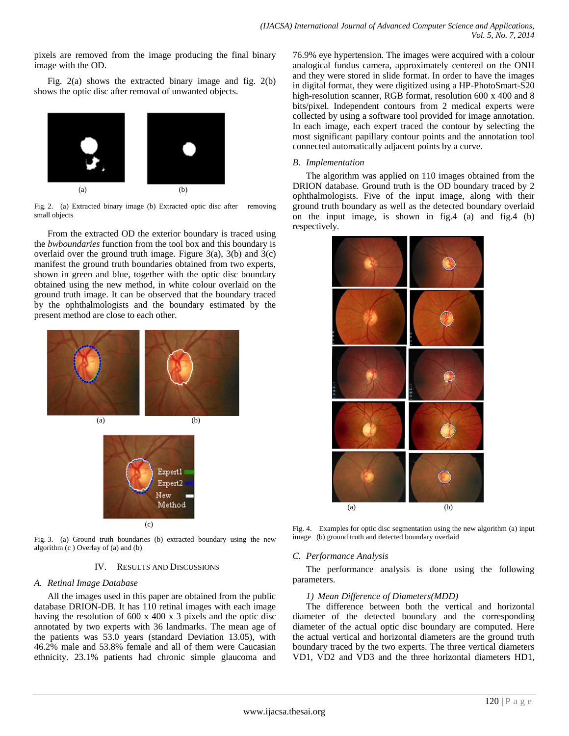pixels are removed from the image producing the final binary image with the OD.

Fig. 2(a) shows the extracted binary image and fig. 2(b) shows the optic disc after removal of unwanted objects.

Fig. 2. (a) Extracted binary image (b) Extracted optic disc after removing small objects

From the extracted OD the exterior boundary is traced using the *bwboundaries* function from the tool box and this boundary is overlaid over the ground truth image. Figure 3(a), 3(b) and 3(c) manifest the ground truth boundaries obtained from two experts, shown in green and blue, together with the optic disc boundary obtained using the new method, in white colour overlaid on the ground truth image. It can be observed that the boundary traced by the ophthalmologists and the boundary estimated by the present method are close to each other.

Fig. 3. (a) Ground truth boundaries (b) extracted boundary using the new algorithm (c ) Overlay of (a) and (b)

## IV. Results and Discussions

### A. Retinal Image Database

All the images used in this paper are obtained from the public database DRION-DB. It has 110 retinal images with each image having the resolution of 600 x 400 x 3 pixels and the optic disc annotated by two experts with 36 landmarks. The mean age of the patients was 53.0 years (standard Deviation 13.05), with 46.2% male and 53.8% female and all of them were Caucasian ethnicity. 23.1% patients had chronic simple glaucoma and 76.9% eye hypertension. The images were acquired with a colour analogical fundus camera, approximately centered on the ONH and they were stored in slide format. In order to have the images in digital format, they were digitized using a HP-PhotoSmart-S20 high-resolution scanner, RGB format, resolution 600 x 400 and 8 bits/pixel. Independent contours from 2 medical experts were collected by using a software tool provided for image annotation. In each image, each expert traced the contour by selecting the most significant papillary contour points and the annotation tool connected automatically adjacent points by a curve.

### B. Implementation

The algorithm was applied on 110 images obtained from the DRION database. Ground truth is the OD boundary traced by 2 ophthalmologists. Five of the input image, along with their ground truth boundary as well as the detected boundary overlaid on the input image, is shown in fig.4 (a) and fig.4 (b) respectively.

Fig. 4. Examples for optic disc segmentation using the new algorithm (a) input image (b) ground truth and detected boundary overlaid

### C. Performance Analysis

The performance analysis is done using the following parameters.

*1) Mean Difference of Diameters(MDD)*

The difference between both the vertical and horizontal diameter of the detected boundary and the corresponding diameter of the actual optic disc boundary are computed. Here the actual vertical and horizontal diameters are the ground truth boundary traced by the two experts. The three vertical diameters VD1, VD2 and VD3 and the three horizontal diameters HD1,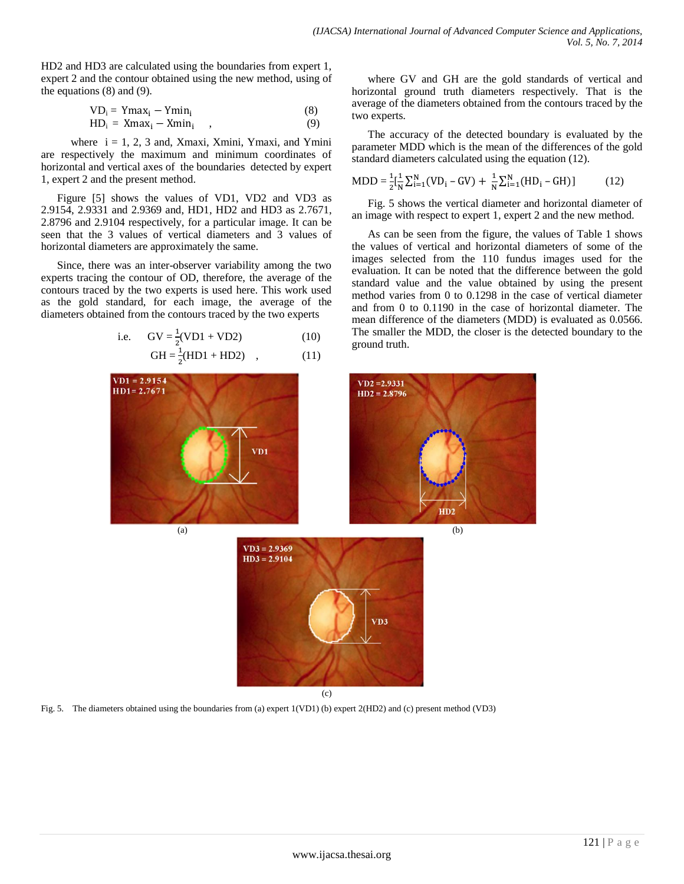HD2 and HD3 are calculated using the boundaries from expert 1, expert 2 and the contour obtained using the new method, using of the equations (8) and (9).

$$VD_i = Ymax_i - Ymin_i \quad (8)$$

$$HD_i = Xmax_i - Xmin_i \quad , \quad (9)$$

where i = 1, 2, 3 and, Xmaxi, Xmini, Ymaxi, and Ymini are respectively the maximum and minimum coordinates of horizontal and vertical axes of the boundaries detected by expert 1, expert 2 and the present method.

Figure [5] shows the values of VD1, VD2 and VD3 as 2.9154, 2.9331 and 2.9369 and, HD1, HD2 and HD3 as 2.7671, 2.8796 and 2.9104 respectively, for a particular image. It can be seen that the 3 values of vertical diameters and 3 values of horizontal diameters are approximately the same.

Since, there was an inter-observer variability among the two experts tracing the contour of OD, therefore, the average of the contours traced by the two experts is used here. This work used as the gold standard, for each image, the average of the diameters obtained from the contours traced by the two experts

i.e.
$$GV = \frac{1}{2}(VD1 + VD2) \quad (10)$$

$$GH = \frac{1}{2}(HD1 + HD2) \quad , \quad (11)$$

where GV and GH are the gold standards of vertical and horizontal ground truth diameters respectively. That is the average of the diameters obtained from the contours traced by the two experts.

The accuracy of the detected boundary is evaluated by the parameter MDD which is the mean of the differences of the gold standard diameters calculated using the equation (12).

$$MDD = \frac{1}{2}\left[\frac{1}{N}\sum_{i=1}^{N}(VD_i - GV) + \frac{1}{N}\sum_{i=1}^{N}(HD_i - GH)\right] \quad (12)$$

Fig. 5 shows the vertical diameter and horizontal diameter of an image with respect to expert 1, expert 2 and the new method.

As can be seen from the figure, the values of Table 1 shows the values of vertical and horizontal diameters of some of the images selected from the 110 fundus images used for the evaluation. It can be noted that the difference between the gold standard value and the value obtained by using the present method varies from 0 to 0.1298 in the case of vertical diameter and from 0 to 0.1190 in the case of horizontal diameter. The mean difference of the diameters (MDD) is evaluated as 0.0566. The smaller the MDD, the closer is the detected boundary to the ground truth.

Fig. 5. The diameters obtained using the boundaries from (a) expert 1(VD1) (b) expert 2(HD2) and (c) present method (VD3)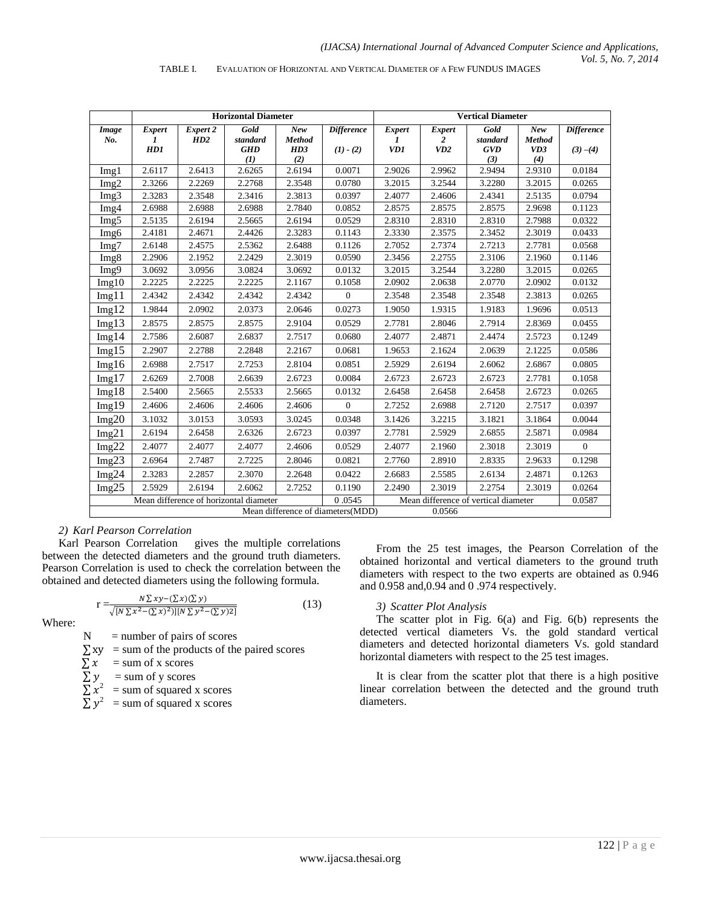TABLE I. EVALUATION OF HORIZONTAL AND VERTICAL DIAMETER OF A FEW FUNDUS IMAGES

| | Horizontal Diameter | | | | | Vertical Diameter | | | | |
|---|---|---|---|---|---|---|---|---|---|---|
| *Image No.* | *Expert 1 HD1* | *Expert 2 HD2* | *Gold standard GHD (1)* | *New Method HD3 (2)* | *Difference (1) - (2)* | *Expert 1 VD1* | *Expert 2 VD2* | *Gold standard GVD (3)* | *New Method VD3 (4)* | *Difference (3) –(4)* |
| Img1 | 2.6117 | 2.6413 | 2.6265 | 2.6194 | 0.0071 | 2.9026 | 2.9962 | 2.9494 | 2.9310 | 0.0184 |
| Img2 | 2.3266 | 2.2269 | 2.2768 | 2.3548 | 0.0780 | 3.2015 | 3.2544 | 3.2280 | 3.2015 | 0.0265 |
| Img3 | 2.3283 | 2.3548 | 2.3416 | 2.3813 | 0.0397 | 2.4077 | 2.4606 | 2.4341 | 2.5135 | 0.0794 |
| Img4 | 2.6988 | 2.6988 | 2.6988 | 2.7840 | 0.0852 | 2.8575 | 2.8575 | 2.8575 | 2.9698 | 0.1123 |
| Img5 | 2.5135 | 2.6194 | 2.5665 | 2.6194 | 0.0529 | 2.8310 | 2.8310 | 2.8310 | 2.7988 | 0.0322 |
| Img6 | 2.4181 | 2.4671 | 2.4426 | 2.3283 | 0.1143 | 2.3330 | 2.3575 | 2.3452 | 2.3019 | 0.0433 |
| Img7 | 2.6148 | 2.4575 | 2.5362 | 2.6488 | 0.1126 | 2.7052 | 2.7374 | 2.7213 | 2.7781 | 0.0568 |
| Img8 | 2.2906 | 2.1952 | 2.2429 | 2.3019 | 0.0590 | 2.3456 | 2.2755 | 2.3106 | 2.1960 | 0.1146 |
| Img9 | 3.0692 | 3.0956 | 3.0824 | 3.0692 | 0.0132 | 3.2015 | 3.2544 | 3.2280 | 3.2015 | 0.0265 |
| Img10 | 2.2225 | 2.2225 | 2.2225 | 2.1167 | 0.1058 | 2.0902 | 2.0638 | 2.0770 | 2.0902 | 0.0132 |
| Img11 | 2.4342 | 2.4342 | 2.4342 | 2.4342 | 0 | 2.3548 | 2.3548 | 2.3548 | 2.3813 | 0.0265 |
| Img12 | 1.9844 | 2.0902 | 2.0373 | 2.0646 | 0.0273 | 1.9050 | 1.9315 | 1.9183 | 1.9696 | 0.0513 |
| Img13 | 2.8575 | 2.8575 | 2.8575 | 2.9104 | 0.0529 | 2.7781 | 2.8046 | 2.7914 | 2.8369 | 0.0455 |
| Img14 | 2.7586 | 2.6087 | 2.6837 | 2.7517 | 0.0680 | 2.4077 | 2.4871 | 2.4474 | 2.5723 | 0.1249 |
| Img15 | 2.2907 | 2.2788 | 2.2848 | 2.2167 | 0.0681 | 1.9653 | 2.1624 | 2.0639 | 2.1225 | 0.0586 |
| Img16 | 2.6988 | 2.7517 | 2.7253 | 2.8104 | 0.0851 | 2.5929 | 2.6194 | 2.6062 | 2.6867 | 0.0805 |
| Img17 | 2.6269 | 2.7008 | 2.6639 | 2.6723 | 0.0084 | 2.6723 | 2.6723 | 2.6723 | 2.7781 | 0.1058 |
| Img18 | 2.5400 | 2.5665 | 2.5533 | 2.5665 | 0.0132 | 2.6458 | 2.6458 | 2.6458 | 2.6723 | 0.0265 |
| Img19 | 2.4606 | 2.4606 | 2.4606 | 2.4606 | 0 | 2.7252 | 2.6988 | 2.7120 | 2.7517 | 0.0397 |
| Img20 | 3.1032 | 3.0153 | 3.0593 | 3.0245 | 0.0348 | 3.1426 | 3.2215 | 3.1821 | 3.1864 | 0.0044 |
| Img21 | 2.6194 | 2.6458 | 2.6326 | 2.6723 | 0.0397 | 2.7781 | 2.5929 | 2.6855 | 2.5871 | 0.0984 |
| Img22 | 2.4077 | 2.4077 | 2.4077 | 2.4606 | 0.0529 | 2.4077 | 2.1960 | 2.3018 | 2.3019 | 0 |
| Img23 | 2.6964 | 2.7487 | 2.7225 | 2.8046 | 0.0821 | 2.7760 | 2.8910 | 2.8335 | 2.9633 | 0.1298 |
| Img24 | 2.3283 | 2.2857 | 2.3070 | 2.2648 | 0.0422 | 2.6683 | 2.5585 | 2.6134 | 2.4871 | 0.1263 |
| Img25 | 2.5929 | 2.6194 | 2.6062 | 2.7252 | 0.1190 | 2.2490 | 2.3019 | 2.2754 | 2.3019 | 0.0264 |
| Mean difference of horizontal diameter | | | | | 0 .0545 | Mean difference of vertical diameter | | | | 0.0587 |
| Mean difference of diameters(MDD) | | | | | | 0.0566 | | | | |

#### 2) Karl Pearson Correlation

Karl Pearson Correlation gives the multiple correlations between the detected diameters and the ground truth diameters. Pearson Correlation is used to check the correlation between the obtained and detected diameters using the following formula.

$$r = \frac{N\sum xy - (\sum x)(\sum y)}{\sqrt{[N\sum x^2 - (\sum x)^2)][N\sum y^2 - (\sum y)2]}} \qquad (13)$$

Where:

- N = number of pairs of scores
- $\sum$xy = sum of the products of the paired scores
- $\sum x$ = sum of x scores
- $\sum y$ = sum of y scores
- $\sum x^2$ = sum of squared x scores
- $\sum y^2$ = sum of squared x scores

From the 25 test images, the Pearson Correlation of the obtained horizontal and vertical diameters to the ground truth diameters with respect to the two experts are obtained as 0.946 and 0.958 and,0.94 and 0 .974 respectively.

#### 3) Scatter Plot Analysis

The scatter plot in Fig. 6(a) and Fig. 6(b) represents the detected vertical diameters Vs. the gold standard vertical diameters and detected horizontal diameters Vs. gold standard horizontal diameters with respect to the 25 test images.

It is clear from the scatter plot that there is a high positive linear correlation between the detected and the ground truth diameters.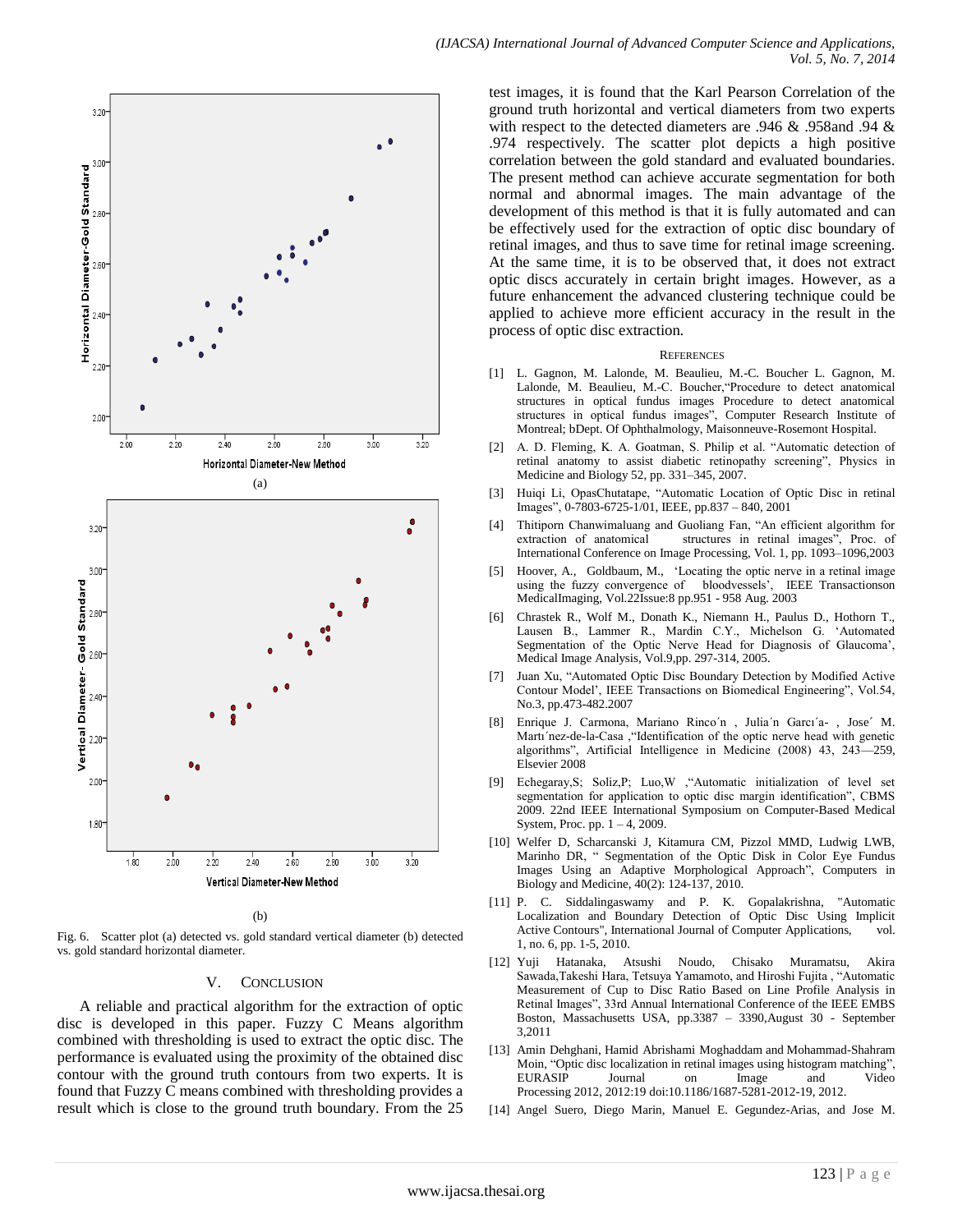(a)

(b)

Fig. 6. Scatter plot (a) detected vs. gold standard vertical diameter (b) detected vs. gold standard horizontal diameter.

## V. CONCLUSION

A reliable and practical algorithm for the extraction of optic disc is developed in this paper. Fuzzy C Means algorithm combined with thresholding is used to extract the optic disc. The performance is evaluated using the proximity of the obtained disc contour with the ground truth contours from two experts. It is found that Fuzzy C means combined with thresholding provides a result which is close to the ground truth boundary. From the 25 test images, it is found that the Karl Pearson Correlation of the ground truth horizontal and vertical diameters from two experts with respect to the detected diameters are .946 & .958and .94 & .974 respectively. The scatter plot depicts a high positive correlation between the gold standard and evaluated boundaries. The present method can achieve accurate segmentation for both normal and abnormal images. The main advantage of the development of this method is that it is fully automated and can be effectively used for the extraction of optic disc boundary of retinal images, and thus to save time for retinal image screening. At the same time, it is to be observed that, it does not extract optic discs accurately in certain bright images. However, as a future enhancement the advanced clustering technique could be applied to achieve more efficient accuracy in the result in the process of optic disc extraction.

## REFERENCES

[1] L. Gagnon, M. Lalonde, M. Beaulieu, M.-C. Boucher L. Gagnon, M. Lalonde, M. Beaulieu, M.-C. Boucher,"Procedure to detect anatomical structures in optical fundus images Procedure to detect anatomical structures in optical fundus images", Computer Research Institute of Montreal; bDept. Of Ophthalmology, Maisonneuve-Rosemont Hospital.

[2] A. D. Fleming, K. A. Goatman, S. Philip et al. "Automatic detection of retinal anatomy to assist diabetic retinopathy screening", Physics in Medicine and Biology 52, pp. 331–345, 2007.

[3] Huiqi Li, OpasChutatape, "Automatic Location of Optic Disc in retinal Images", 0-7803-6725-1/01, IEEE, pp.837 – 840, 2001

[4] Thitiporn Chanwimaluang and Guoliang Fan, "An efficient algorithm for extraction of anatomical structures in retinal images", Proc. of International Conference on Image Processing, Vol. 1, pp. 1093–1096,2003

[5] Hoover, A., Goldbaum, M., 'Locating the optic nerve in a retinal image using the fuzzy convergence of bloodvessels', IEEE Transactionson MedicalImaging, Vol.22Issue:8 pp.951 - 958 Aug. 2003

[6] Chrastek R., Wolf M., Donath K., Niemann H., Paulus D., Hothorn T., Lausen B., Lammer R., Mardin C.Y., Michelson G. 'Automated Segmentation of the Optic Nerve Head for Diagnosis of Glaucoma', Medical Image Analysis, Vol.9,pp. 297-314, 2005.

[7] Juan Xu, "Automated Optic Disc Boundary Detection by Modified Active Contour Model', IEEE Transactions on Biomedical Engineering", Vol.54, No.3, pp.473-482.2007

[8] Enrique J. Carmona, Mariano Rinco´n , Julia´n Garcı´a- , Jose´ M. Martı´nez-de-la-Casa ,"Identification of the optic nerve head with genetic algorithms", Artificial Intelligence in Medicine (2008) 43, 243—259, Elsevier 2008

[9] Echegaray,S; Soliz,P; Luo,W ,"Automatic initialization of level set segmentation for application to optic disc margin identification", CBMS 2009. 22nd IEEE International Symposium on Computer-Based Medical System, Proc. pp. 1 – 4, 2009.

[10] Welfer D, Scharcanski J, Kitamura CM, Pizzol MMD, Ludwig LWB, Marinho DR, " Segmentation of the Optic Disk in Color Eye Fundus Images Using an Adaptive Morphological Approach", Computers in Biology and Medicine, 40(2): 124-137, 2010.

[11] P. C. Siddalingaswamy and P. K. Gopalakrishna, "Automatic Localization and Boundary Detection of Optic Disc Using Implicit Active Contours", International Journal of Computer Applications, vol. 1, no. 6, pp. 1-5, 2010.

[12] Yuji Hatanaka, Atsushi Noudo, Chisako Muramatsu, Akira Sawada,Takeshi Hara, Tetsuya Yamamoto, and Hiroshi Fujita , "Automatic Measurement of Cup to Disc Ratio Based on Line Profile Analysis in Retinal Images", 33rd Annual International Conference of the IEEE EMBS Boston, Massachusetts USA, pp.3387 – 3390,August 30 - September 3,2011

[13] Amin Dehghani, Hamid Abrishami Moghaddam and Mohammad-Shahram Moin, "Optic disc localization in retinal images using histogram matching", EURASIP Journal on Image and Video Processing 2012, 2012:19 doi:10.1186/1687-5281-2012-19, 2012.

[14] Angel Suero, Diego Marin, Manuel E. Gegundez-Arias, and Jose M.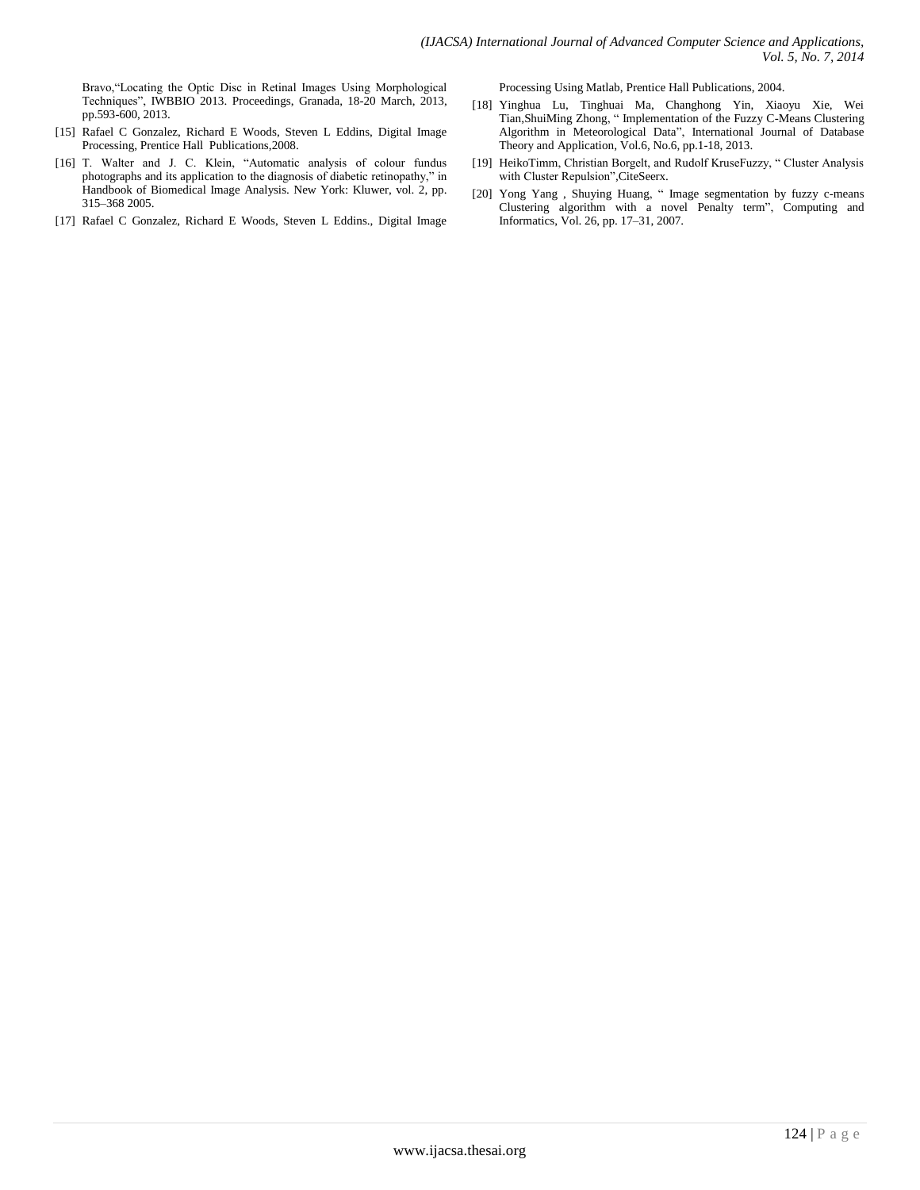Bravo,"Locating the Optic Disc in Retinal Images Using Morphological Techniques", IWBBIO 2013. Proceedings, Granada, 18-20 March, 2013, pp.593-600, 2013.

[15] Rafael C Gonzalez, Richard E Woods, Steven L Eddins, Digital Image Processing, Prentice Hall Publications,2008.

[16] T. Walter and J. C. Klein, "Automatic analysis of colour fundus photographs and its application to the diagnosis of diabetic retinopathy," in Handbook of Biomedical Image Analysis. New York: Kluwer, vol. 2, pp. 315–368 2005.

[17] Rafael C Gonzalez, Richard E Woods, Steven L Eddins., Digital Image Processing Using Matlab, Prentice Hall Publications, 2004.

[18] Yinghua Lu, Tinghuai Ma, Changhong Yin, Xiaoyu Xie, Wei Tian,ShuiMing Zhong, " Implementation of the Fuzzy C-Means Clustering Algorithm in Meteorological Data", International Journal of Database Theory and Application, Vol.6, No.6, pp.1-18, 2013.

[19] HeikoTimm, Christian Borgelt, and Rudolf KruseFuzzy, " Cluster Analysis with Cluster Repulsion",CiteSeerx.

[20] Yong Yang , Shuying Huang, " Image segmentation by fuzzy c-means Clustering algorithm with a novel Penalty term", Computing and Informatics, Vol. 26, pp. 17–31, 2007.